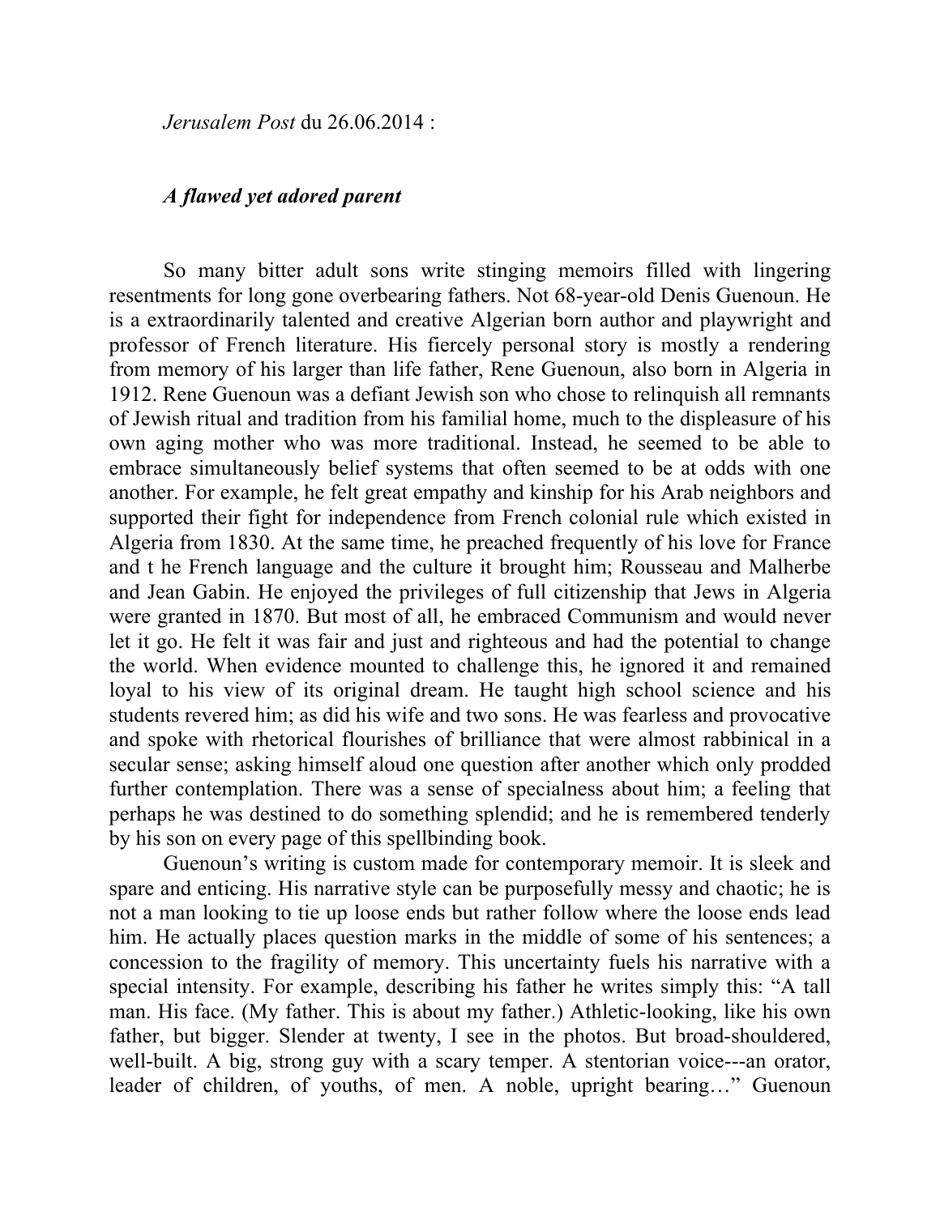*Jerusalem Post* du 26.06.2014 :

***A flawed yet adored parent***

So many bitter adult sons write stinging memoirs filled with lingering resentments for long gone overbearing fathers. Not 68-year-old Denis Guenoun. He is a extraordinarily talented and creative Algerian born author and playwright and professor of French literature. His fiercely personal story is mostly a rendering from memory of his larger than life father, Rene Guenoun, also born in Algeria in 1912. Rene Guenoun was a defiant Jewish son who chose to relinquish all remnants of Jewish ritual and tradition from his familial home, much to the displeasure of his own aging mother who was more traditional. Instead, he seemed to be able to embrace simultaneously belief systems that often seemed to be at odds with one another. For example, he felt great empathy and kinship for his Arab neighbors and supported their fight for independence from French colonial rule which existed in Algeria from 1830. At the same time, he preached frequently of his love for France and t he French language and the culture it brought him; Rousseau and Malherbe and Jean Gabin. He enjoyed the privileges of full citizenship that Jews in Algeria were granted in 1870. But most of all, he embraced Communism and would never let it go. He felt it was fair and just and righteous and had the potential to change the world. When evidence mounted to challenge this, he ignored it and remained loyal to his view of its original dream. He taught high school science and his students revered him; as did his wife and two sons. He was fearless and provocative and spoke with rhetorical flourishes of brilliance that were almost rabbinical in a secular sense; asking himself aloud one question after another which only prodded further contemplation. There was a sense of specialness about him; a feeling that perhaps he was destined to do something splendid; and he is remembered tenderly by his son on every page of this spellbinding book.

Guenoun's writing is custom made for contemporary memoir. It is sleek and spare and enticing. His narrative style can be purposefully messy and chaotic; he is not a man looking to tie up loose ends but rather follow where the loose ends lead him. He actually places question marks in the middle of some of his sentences; a concession to the fragility of memory. This uncertainty fuels his narrative with a special intensity. For example, describing his father he writes simply this: "A tall man. His face. (My father. This is about my father.) Athletic-looking, like his own father, but bigger. Slender at twenty, I see in the photos. But broad-shouldered, well-built. A big, strong guy with a scary temper. A stentorian voice---an orator, leader of children, of youths, of men. A noble, upright bearing…" Guenoun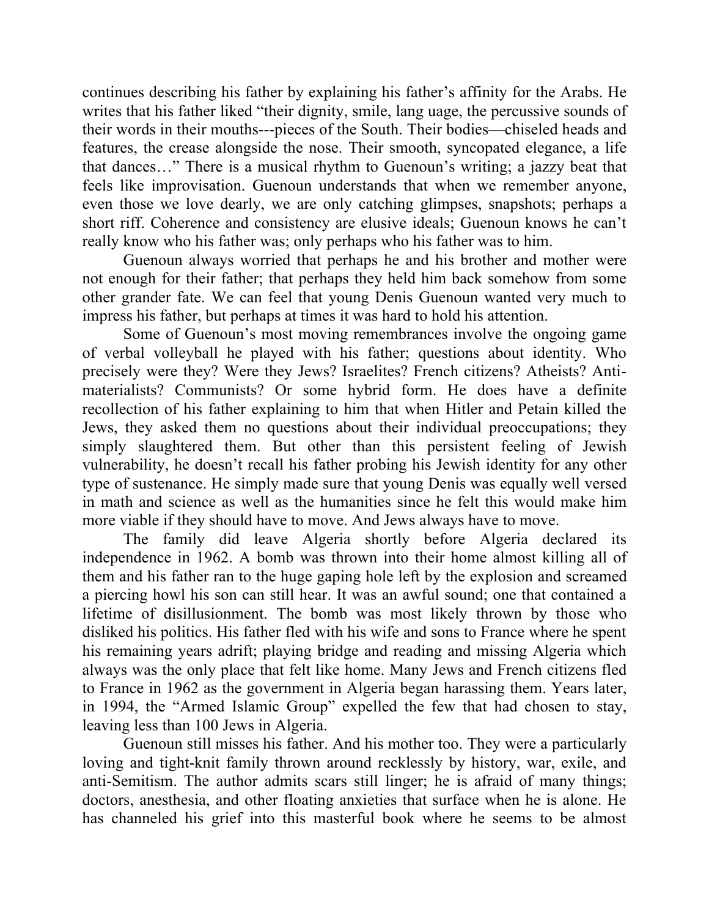continues describing his father by explaining his father's affinity for the Arabs. He writes that his father liked "their dignity, smile, lang uage, the percussive sounds of their words in their mouths---pieces of the South. Their bodies—chiseled heads and features, the crease alongside the nose. Their smooth, syncopated elegance, a life that dances…" There is a musical rhythm to Guenoun's writing; a jazzy beat that feels like improvisation. Guenoun understands that when we remember anyone, even those we love dearly, we are only catching glimpses, snapshots; perhaps a short riff. Coherence and consistency are elusive ideals; Guenoun knows he can't really know who his father was; only perhaps who his father was to him.

Guenoun always worried that perhaps he and his brother and mother were not enough for their father; that perhaps they held him back somehow from some other grander fate. We can feel that young Denis Guenoun wanted very much to impress his father, but perhaps at times it was hard to hold his attention.

Some of Guenoun's most moving remembrances involve the ongoing game of verbal volleyball he played with his father; questions about identity. Who precisely were they? Were they Jews? Israelites? French citizens? Atheists? Anti-materialists? Communists? Or some hybrid form. He does have a definite recollection of his father explaining to him that when Hitler and Petain killed the Jews, they asked them no questions about their individual preoccupations; they simply slaughtered them. But other than this persistent feeling of Jewish vulnerability, he doesn't recall his father probing his Jewish identity for any other type of sustenance. He simply made sure that young Denis was equally well versed in math and science as well as the humanities since he felt this would make him more viable if they should have to move. And Jews always have to move.

The family did leave Algeria shortly before Algeria declared its independence in 1962. A bomb was thrown into their home almost killing all of them and his father ran to the huge gaping hole left by the explosion and screamed a piercing howl his son can still hear. It was an awful sound; one that contained a lifetime of disillusionment. The bomb was most likely thrown by those who disliked his politics. His father fled with his wife and sons to France where he spent his remaining years adrift; playing bridge and reading and missing Algeria which always was the only place that felt like home. Many Jews and French citizens fled to France in 1962 as the government in Algeria began harassing them. Years later, in 1994, the "Armed Islamic Group" expelled the few that had chosen to stay, leaving less than 100 Jews in Algeria.

Guenoun still misses his father. And his mother too. They were a particularly loving and tight-knit family thrown around recklessly by history, war, exile, and anti-Semitism. The author admits scars still linger; he is afraid of many things; doctors, anesthesia, and other floating anxieties that surface when he is alone. He has channeled his grief into this masterful book where he seems to be almost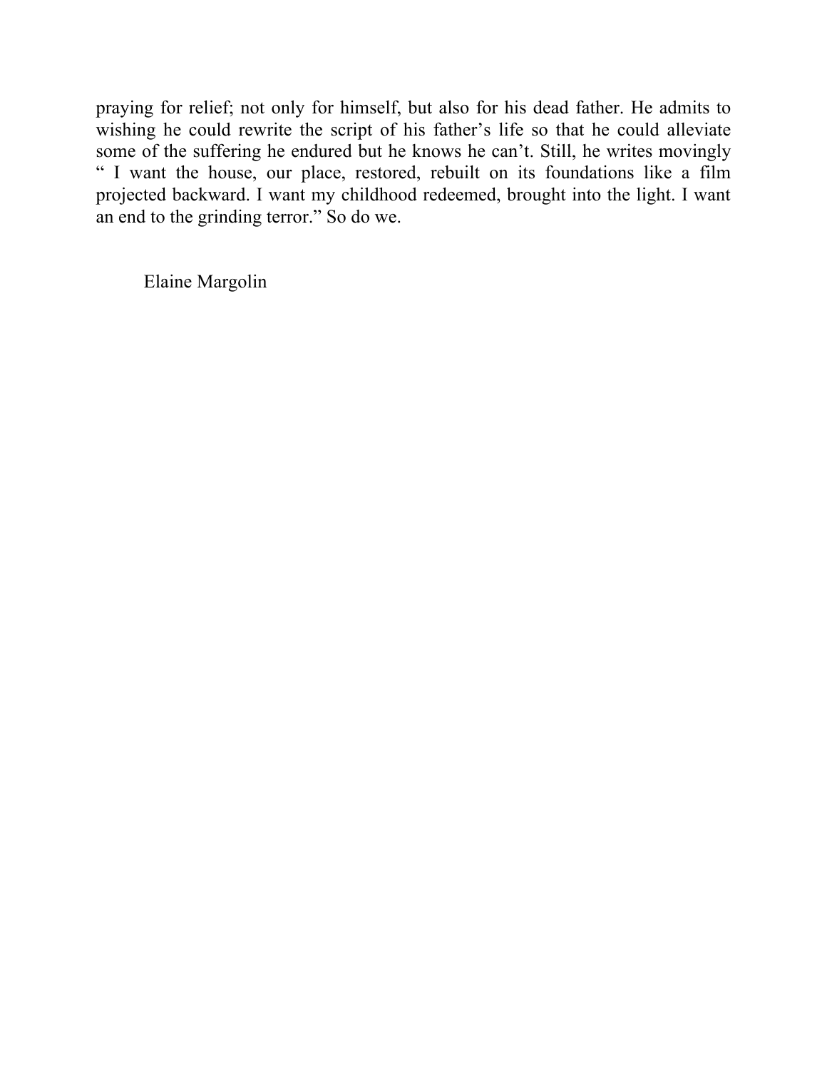praying for relief; not only for himself, but also for his dead father. He admits to wishing he could rewrite the script of his father's life so that he could alleviate some of the suffering he endured but he knows he can't. Still, he writes movingly " I want the house, our place, restored, rebuilt on its foundations like a film projected backward. I want my childhood redeemed, brought into the light. I want an end to the grinding terror." So do we.

Elaine Margolin